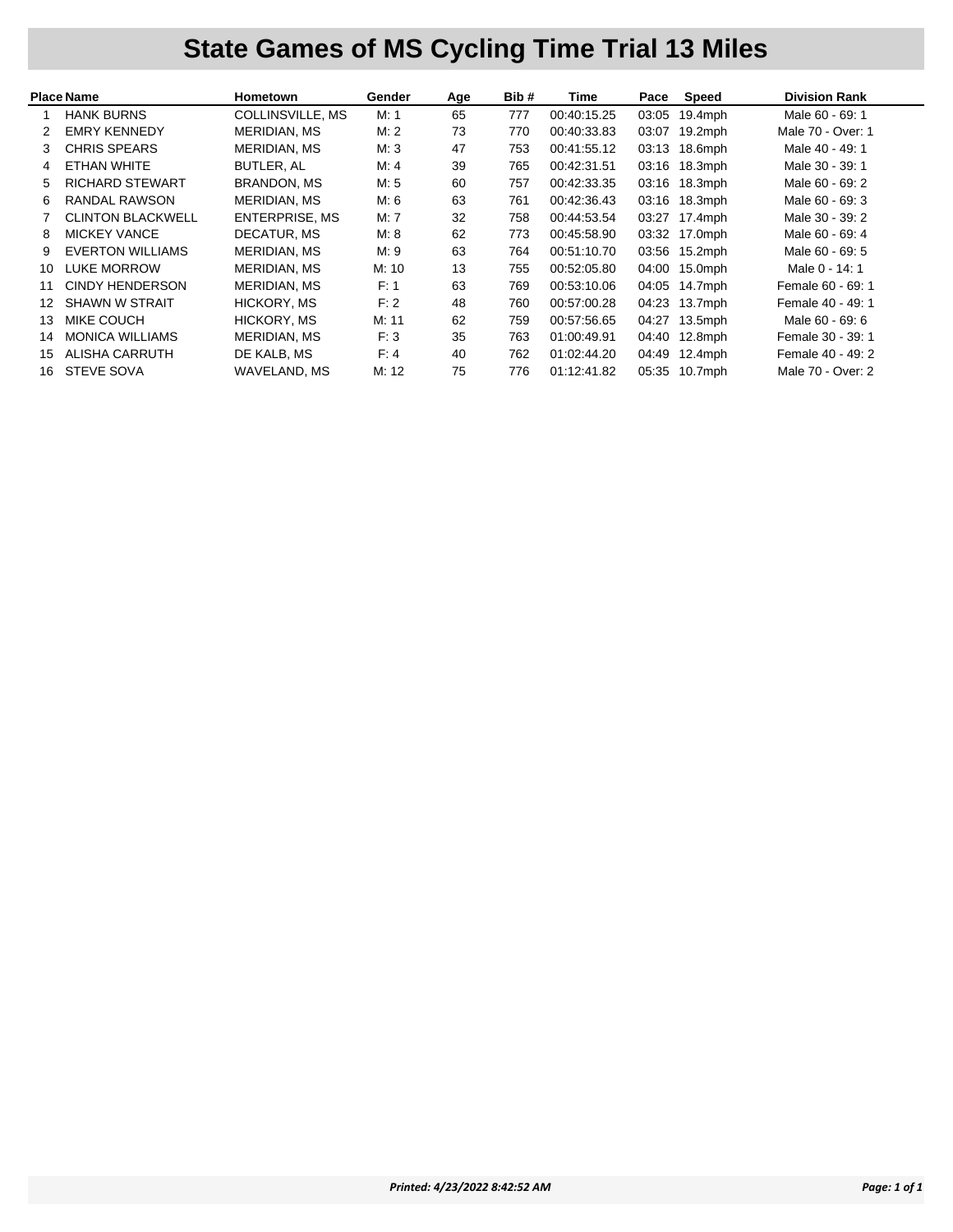# State Games of MS Cycling Time Trial 13 Miles

| Place | Name | Hometown | Gender | Age | Bib # | Time | Pace | Speed | Division Rank |
|---|---|---|---|---|---|---|---|---|---|
| 1 | HANK BURNS | COLLINSVILLE, MS | M: 1 | 65 | 777 | 00:40:15.25 | 03:05 | 19.4mph | Male 60 - 69: 1 |
| 2 | EMRY KENNEDY | MERIDIAN, MS | M: 2 | 73 | 770 | 00:40:33.83 | 03:07 | 19.2mph | Male 70 - Over: 1 |
| 3 | CHRIS SPEARS | MERIDIAN, MS | M: 3 | 47 | 753 | 00:41:55.12 | 03:13 | 18.6mph | Male 40 - 49: 1 |
| 4 | ETHAN WHITE | BUTLER, AL | M: 4 | 39 | 765 | 00:42:31.51 | 03:16 | 18.3mph | Male 30 - 39: 1 |
| 5 | RICHARD STEWART | BRANDON, MS | M: 5 | 60 | 757 | 00:42:33.35 | 03:16 | 18.3mph | Male 60 - 69: 2 |
| 6 | RANDAL RAWSON | MERIDIAN, MS | M: 6 | 63 | 761 | 00:42:36.43 | 03:16 | 18.3mph | Male 60 - 69: 3 |
| 7 | CLINTON BLACKWELL | ENTERPRISE, MS | M: 7 | 32 | 758 | 00:44:53.54 | 03:27 | 17.4mph | Male 30 - 39: 2 |
| 8 | MICKEY VANCE | DECATUR, MS | M: 8 | 62 | 773 | 00:45:58.90 | 03:32 | 17.0mph | Male 60 - 69: 4 |
| 9 | EVERTON WILLIAMS | MERIDIAN, MS | M: 9 | 63 | 764 | 00:51:10.70 | 03:56 | 15.2mph | Male 60 - 69: 5 |
| 10 | LUKE MORROW | MERIDIAN, MS | M: 10 | 13 | 755 | 00:52:05.80 | 04:00 | 15.0mph | Male 0 - 14: 1 |
| 11 | CINDY HENDERSON | MERIDIAN, MS | F: 1 | 63 | 769 | 00:53:10.06 | 04:05 | 14.7mph | Female 60 - 69: 1 |
| 12 | SHAWN W STRAIT | HICKORY, MS | F: 2 | 48 | 760 | 00:57:00.28 | 04:23 | 13.7mph | Female 40 - 49: 1 |
| 13 | MIKE COUCH | HICKORY, MS | M: 11 | 62 | 759 | 00:57:56.65 | 04:27 | 13.5mph | Male 60 - 69: 6 |
| 14 | MONICA WILLIAMS | MERIDIAN, MS | F: 3 | 35 | 763 | 01:00:49.91 | 04:40 | 12.8mph | Female 30 - 39: 1 |
| 15 | ALISHA CARRUTH | DE KALB, MS | F: 4 | 40 | 762 | 01:02:44.20 | 04:49 | 12.4mph | Female 40 - 49: 2 |
| 16 | STEVE SOVA | WAVELAND, MS | M: 12 | 75 | 776 | 01:12:41.82 | 05:35 | 10.7mph | Male 70 - Over: 2 |

*Printed: 4/23/2022 8:42:52 AM*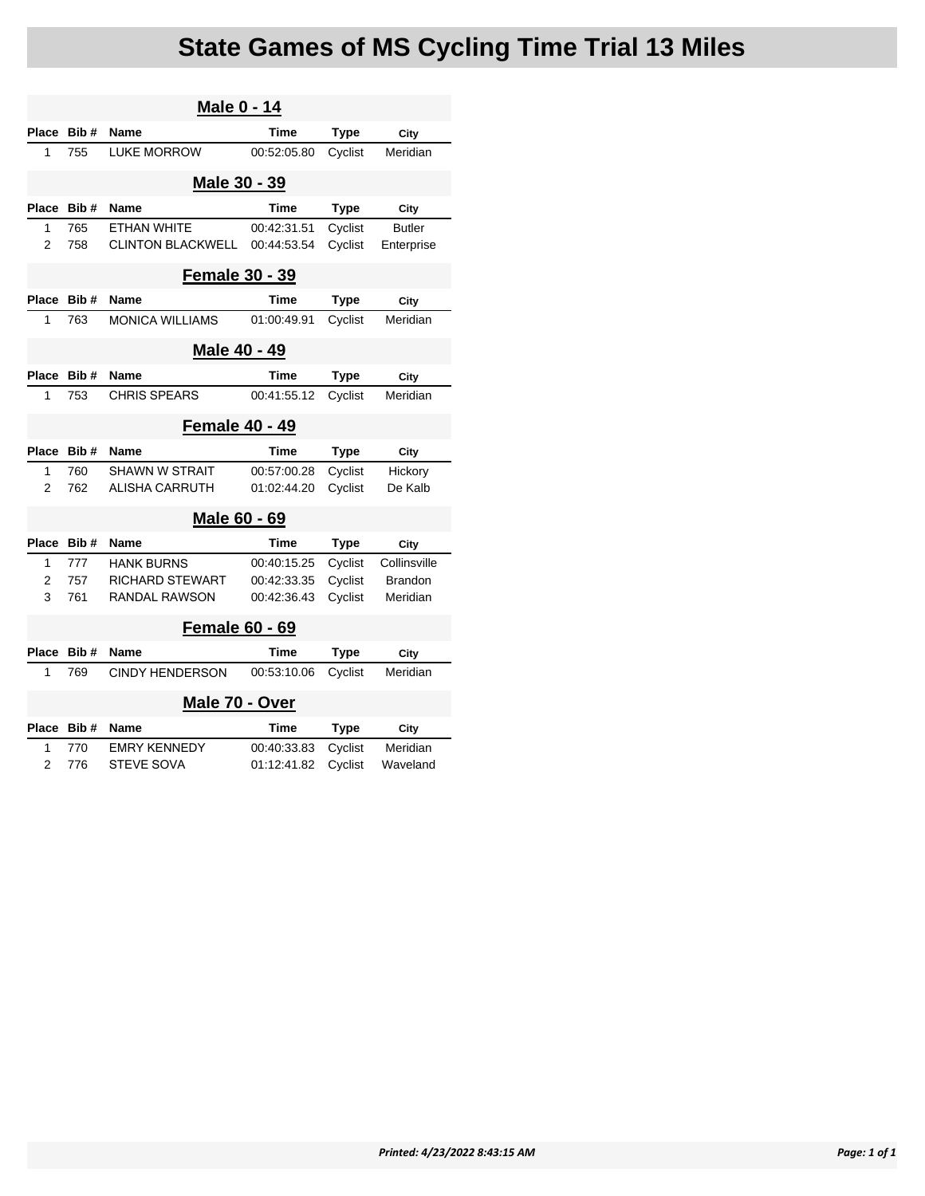# State Games of MS Cycling Time Trial 13 Miles

## Male 0 - 14

| Place | Bib # | Name | Time | Type | City |
|---|---|---|---|---|---|
| 1 | 755 | LUKE MORROW | 00:52:05.80 | Cyclist | Meridian |

## Male 30 - 39

| Place | Bib # | Name | Time | Type | City |
|---|---|---|---|---|---|
| 1 | 765 | ETHAN WHITE | 00:42:31.51 | Cyclist | Butler |
| 2 | 758 | CLINTON BLACKWELL | 00:44:53.54 | Cyclist | Enterprise |

## Female 30 - 39

| Place | Bib # | Name | Time | Type | City |
|---|---|---|---|---|---|
| 1 | 763 | MONICA WILLIAMS | 01:00:49.91 | Cyclist | Meridian |

## Male 40 - 49

| Place | Bib # | Name | Time | Type | City |
|---|---|---|---|---|---|
| 1 | 753 | CHRIS SPEARS | 00:41:55.12 | Cyclist | Meridian |

## Female 40 - 49

| Place | Bib # | Name | Time | Type | City |
|---|---|---|---|---|---|
| 1 | 760 | SHAWN W STRAIT | 00:57:00.28 | Cyclist | Hickory |
| 2 | 762 | ALISHA CARRUTH | 01:02:44.20 | Cyclist | De Kalb |

## Male 60 - 69

| Place | Bib # | Name | Time | Type | City |
|---|---|---|---|---|---|
| 1 | 777 | HANK BURNS | 00:40:15.25 | Cyclist | Collinsville |
| 2 | 757 | RICHARD STEWART | 00:42:33.35 | Cyclist | Brandon |
| 3 | 761 | RANDAL RAWSON | 00:42:36.43 | Cyclist | Meridian |

## Female 60 - 69

| Place | Bib # | Name | Time | Type | City |
|---|---|---|---|---|---|
| 1 | 769 | CINDY HENDERSON | 00:53:10.06 | Cyclist | Meridian |

## Male 70 - Over

| Place | Bib # | Name | Time | Type | City |
|---|---|---|---|---|---|
| 1 | 770 | EMRY KENNEDY | 00:40:33.83 | Cyclist | Meridian |
| 2 | 776 | STEVE SOVA | 01:12:41.82 | Cyclist | Waveland |

*Printed: 4/23/2022 8:43:15 AM*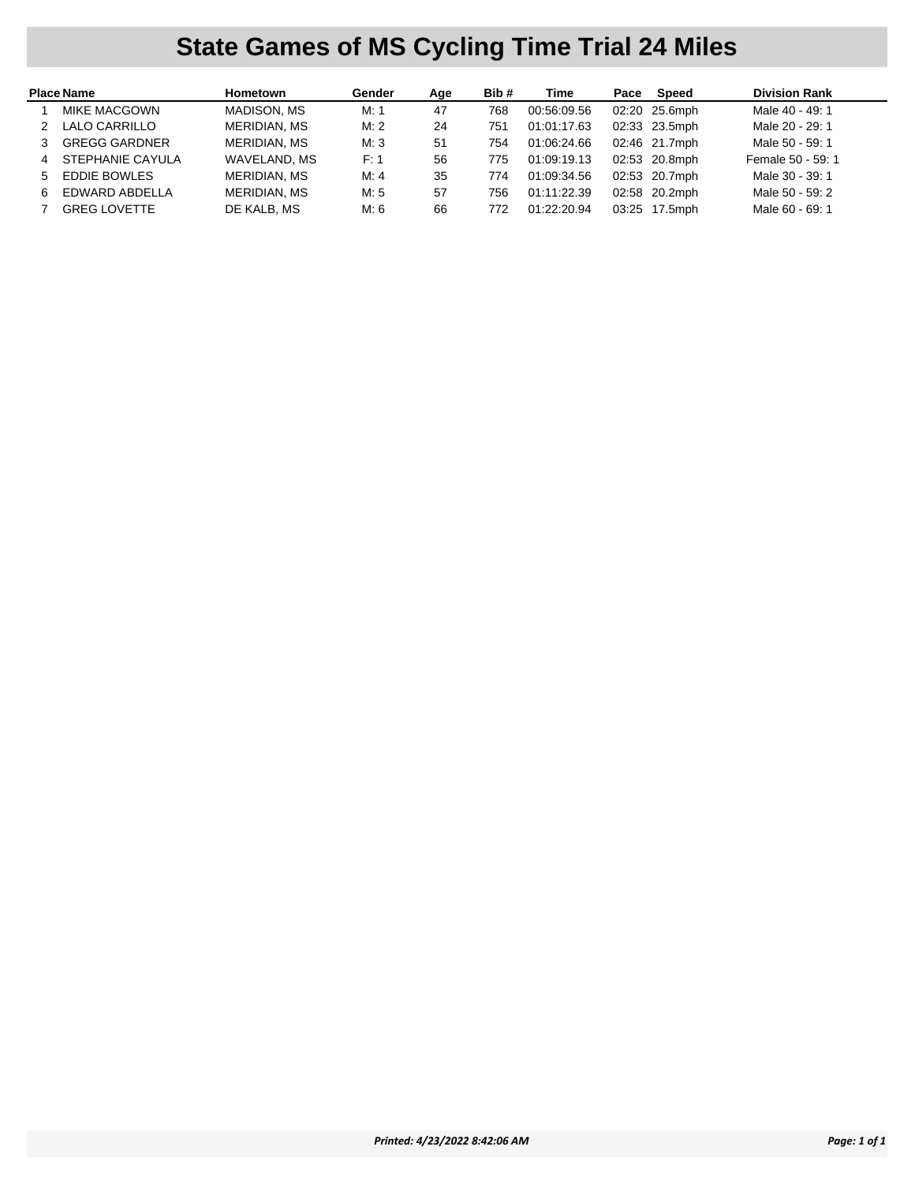# State Games of MS Cycling Time Trial 24 Miles

| Place | Name | Hometown | Gender | Age | Bib # | Time | Pace | Speed | Division Rank |
|---|---|---|---|---|---|---|---|---|---|
| 1 | MIKE MACGOWN | MADISON, MS | M: 1 | 47 | 768 | 00:56:09.56 | 02:20 | 25.6mph | Male 40 - 49: 1 |
| 2 | LALO CARRILLO | MERIDIAN, MS | M: 2 | 24 | 751 | 01:01:17.63 | 02:33 | 23.5mph | Male 20 - 29: 1 |
| 3 | GREGG GARDNER | MERIDIAN, MS | M: 3 | 51 | 754 | 01:06:24.66 | 02:46 | 21.7mph | Male 50 - 59: 1 |
| 4 | STEPHANIE CAYULA | WAVELAND, MS | F: 1 | 56 | 775 | 01:09:19.13 | 02:53 | 20.8mph | Female 50 - 59: 1 |
| 5 | EDDIE BOWLES | MERIDIAN, MS | M: 4 | 35 | 774 | 01:09:34.56 | 02:53 | 20.7mph | Male 30 - 39: 1 |
| 6 | EDWARD ABDELLA | MERIDIAN, MS | M: 5 | 57 | 756 | 01:11:22.39 | 02:58 | 20.2mph | Male 50 - 59: 2 |
| 7 | GREG LOVETTE | DE KALB, MS | M: 6 | 66 | 772 | 01:22:20.94 | 03:25 | 17.5mph | Male 60 - 69: 1 |

*Printed: 4/23/2022 8:42:06 AM*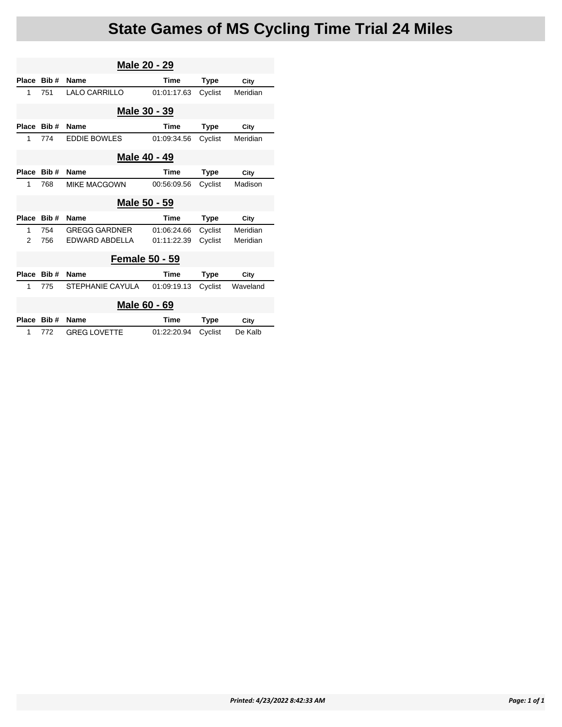# State Games of MS Cycling Time Trial 24 Miles

## Male 20 - 29

| Place | Bib # | Name | Time | Type | City |
|---|---|---|---|---|---|
| 1 | 751 | LALO CARRILLO | 01:01:17.63 | Cyclist | Meridian |

## Male 30 - 39

| Place | Bib # | Name | Time | Type | City |
|---|---|---|---|---|---|
| 1 | 774 | EDDIE BOWLES | 01:09:34.56 | Cyclist | Meridian |

## Male 40 - 49

| Place | Bib # | Name | Time | Type | City |
|---|---|---|---|---|---|
| 1 | 768 | MIKE MACGOWN | 00:56:09.56 | Cyclist | Madison |

## Male 50 - 59

| Place | Bib # | Name | Time | Type | City |
|---|---|---|---|---|---|
| 1 | 754 | GREGG GARDNER | 01:06:24.66 | Cyclist | Meridian |
| 2 | 756 | EDWARD ABDELLA | 01:11:22.39 | Cyclist | Meridian |

## Female 50 - 59

| Place | Bib # | Name | Time | Type | City |
|---|---|---|---|---|---|
| 1 | 775 | STEPHANIE CAYULA | 01:09:19.13 | Cyclist | Waveland |

## Male 60 - 69

| Place | Bib # | Name | Time | Type | City |
|---|---|---|---|---|---|
| 1 | 772 | GREG LOVETTE | 01:22:20.94 | Cyclist | De Kalb |

*Printed: 4/23/2022 8:42:33 AM*